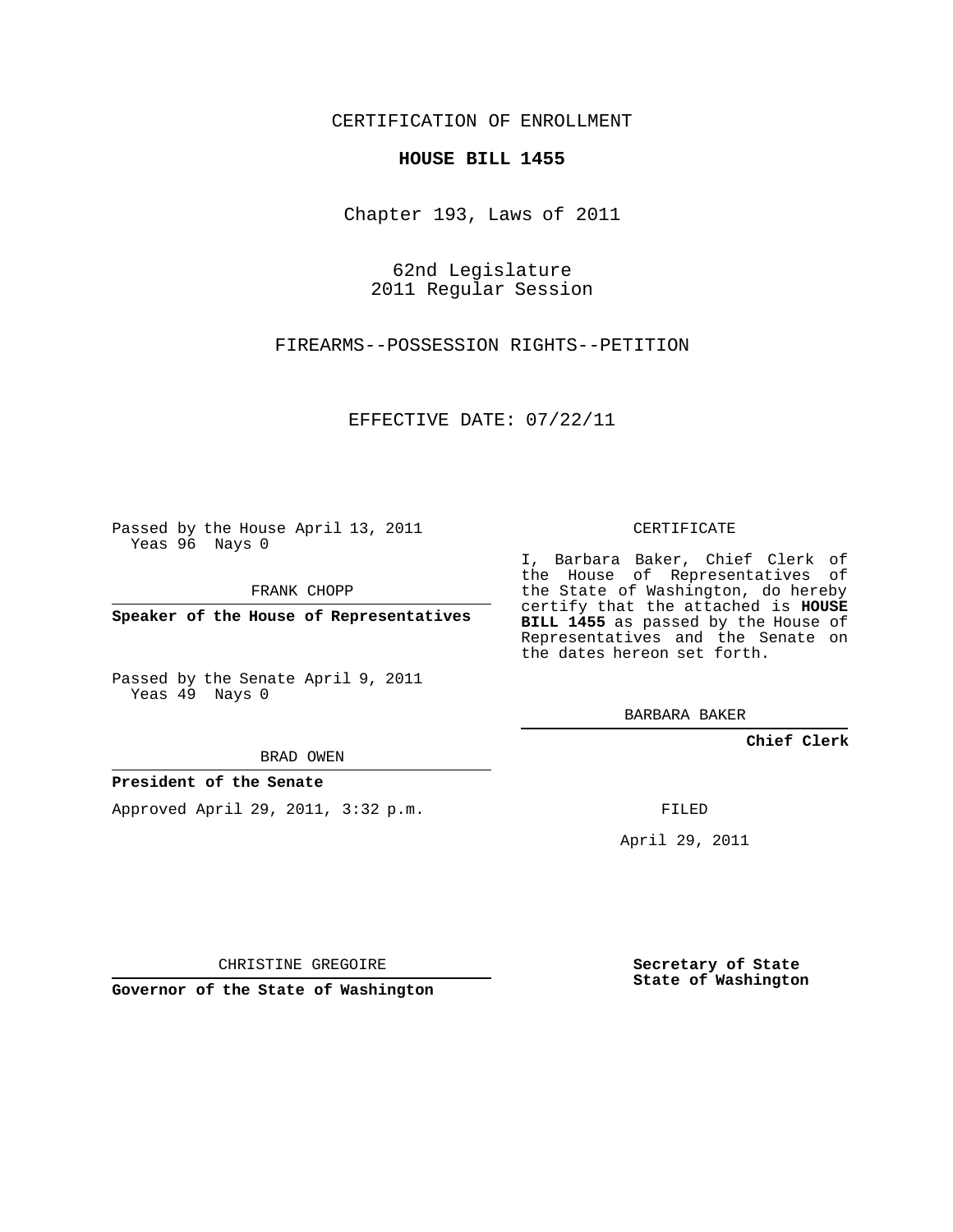CERTIFICATION OF ENROLLMENT

**HOUSE BILL 1455**

Chapter 193, Laws of 2011

62nd Legislature
2011 Regular Session

FIREARMS--POSSESSION RIGHTS--PETITION

EFFECTIVE DATE: 07/22/11

Passed by the House April 13, 2011
Yeas 96 Nays 0

FRANK CHOPP

**Speaker of the House of Representatives**

Passed by the Senate April 9, 2011
Yeas 49 Nays 0

BRAD OWEN

**President of the Senate**

Approved April 29, 2011, 3:32 p.m.

CHRISTINE GREGOIRE

**Governor of the State of Washington**

CERTIFICATE

I, Barbara Baker, Chief Clerk of the House of Representatives of the State of Washington, do hereby certify that the attached is **HOUSE BILL 1455** as passed by the House of Representatives and the Senate on the dates hereon set forth.

BARBARA BAKER

**Chief Clerk**

FILED

April 29, 2011

**Secretary of State**
**State of Washington**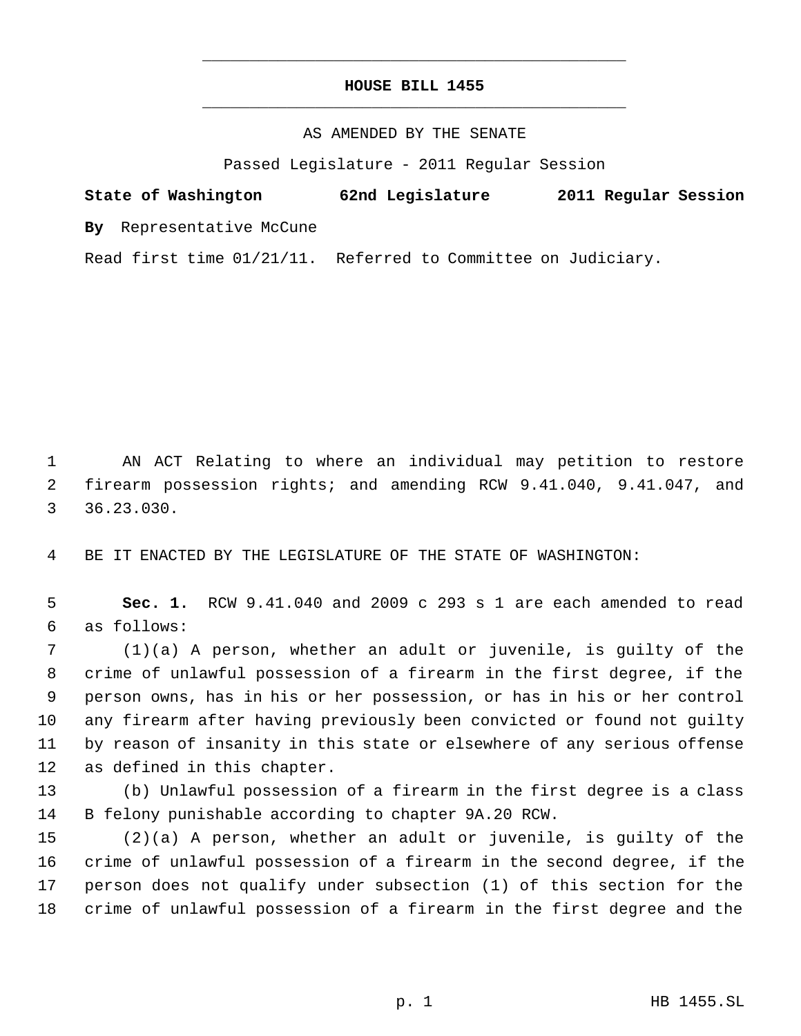# HOUSE BILL 1455

AS AMENDED BY THE SENATE

Passed Legislature - 2011 Regular Session

**State of Washington 62nd Legislature 2011 Regular Session**

**By** Representative McCune

Read first time 01/21/11. Referred to Committee on Judiciary.

AN ACT Relating to where an individual may petition to restore firearm possession rights; and amending RCW 9.41.040, 9.41.047, and 36.23.030.

BE IT ENACTED BY THE LEGISLATURE OF THE STATE OF WASHINGTON:

**Sec. 1.** RCW 9.41.040 and 2009 c 293 s 1 are each amended to read as follows:

(1)(a) A person, whether an adult or juvenile, is guilty of the crime of unlawful possession of a firearm in the first degree, if the person owns, has in his or her possession, or has in his or her control any firearm after having previously been convicted or found not guilty by reason of insanity in this state or elsewhere of any serious offense as defined in this chapter.

(b) Unlawful possession of a firearm in the first degree is a class B felony punishable according to chapter 9A.20 RCW.

(2)(a) A person, whether an adult or juvenile, is guilty of the crime of unlawful possession of a firearm in the second degree, if the person does not qualify under subsection (1) of this section for the crime of unlawful possession of a firearm in the first degree and the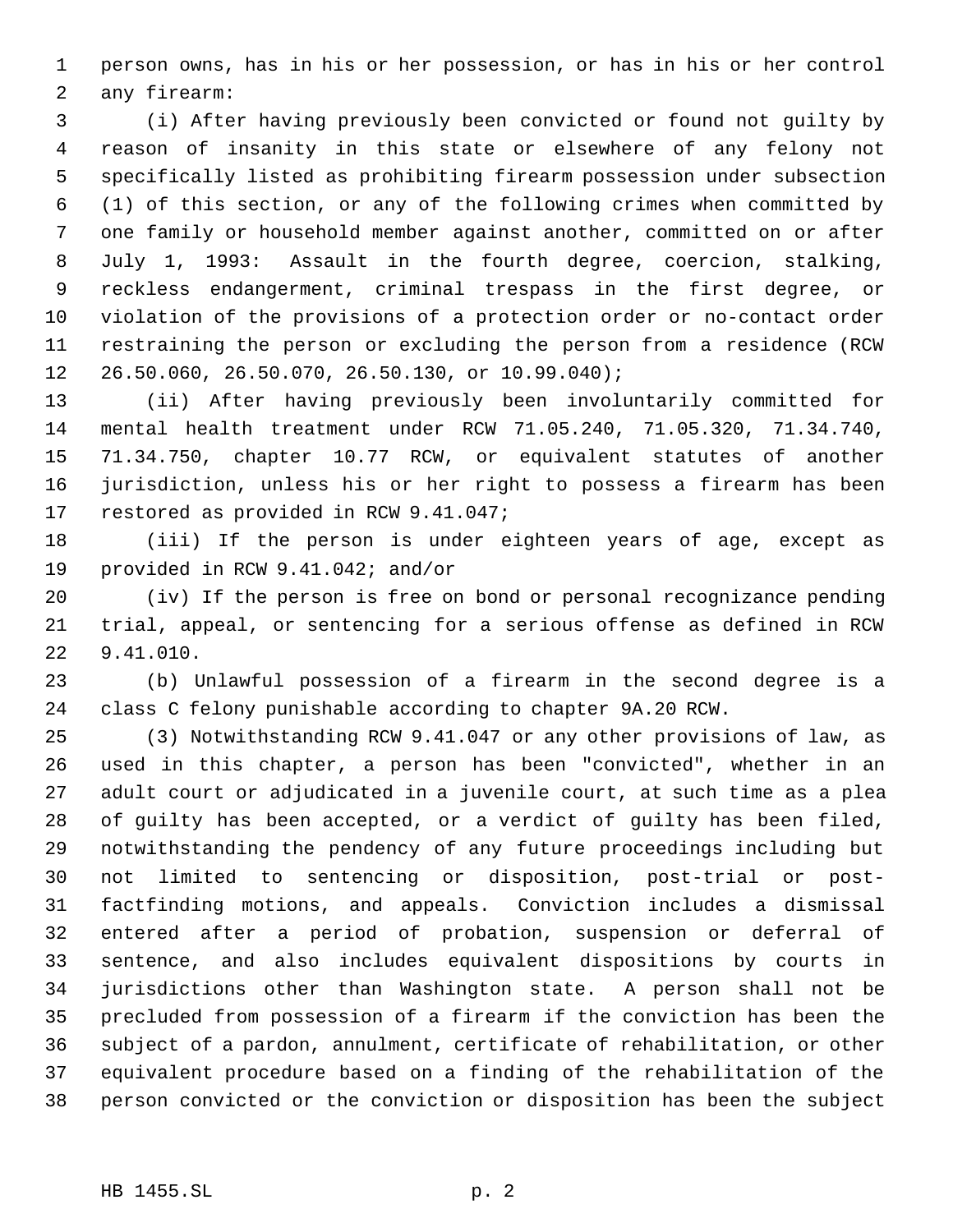person owns, has in his or her possession, or has in his or her control any firearm:

(i) After having previously been convicted or found not guilty by reason of insanity in this state or elsewhere of any felony not specifically listed as prohibiting firearm possession under subsection (1) of this section, or any of the following crimes when committed by one family or household member against another, committed on or after July 1, 1993: Assault in the fourth degree, coercion, stalking, reckless endangerment, criminal trespass in the first degree, or violation of the provisions of a protection order or no-contact order restraining the person or excluding the person from a residence (RCW 26.50.060, 26.50.070, 26.50.130, or 10.99.040);

(ii) After having previously been involuntarily committed for mental health treatment under RCW 71.05.240, 71.05.320, 71.34.740, 71.34.750, chapter 10.77 RCW, or equivalent statutes of another jurisdiction, unless his or her right to possess a firearm has been restored as provided in RCW 9.41.047;

(iii) If the person is under eighteen years of age, except as provided in RCW 9.41.042; and/or

(iv) If the person is free on bond or personal recognizance pending trial, appeal, or sentencing for a serious offense as defined in RCW 9.41.010.

(b) Unlawful possession of a firearm in the second degree is a class C felony punishable according to chapter 9A.20 RCW.

(3) Notwithstanding RCW 9.41.047 or any other provisions of law, as used in this chapter, a person has been "convicted", whether in an adult court or adjudicated in a juvenile court, at such time as a plea of guilty has been accepted, or a verdict of guilty has been filed, notwithstanding the pendency of any future proceedings including but not limited to sentencing or disposition, post-trial or post-factfinding motions, and appeals. Conviction includes a dismissal entered after a period of probation, suspension or deferral of sentence, and also includes equivalent dispositions by courts in jurisdictions other than Washington state. A person shall not be precluded from possession of a firearm if the conviction has been the subject of a pardon, annulment, certificate of rehabilitation, or other equivalent procedure based on a finding of the rehabilitation of the person convicted or the conviction or disposition has been the subject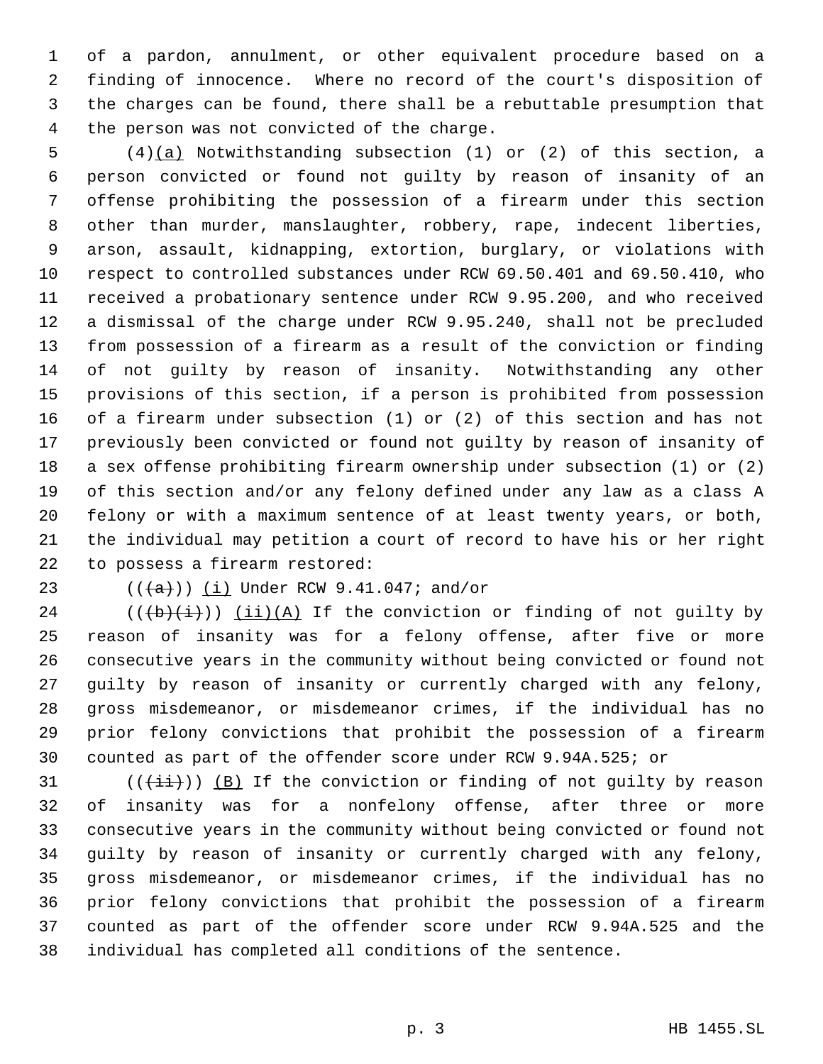of a pardon, annulment, or other equivalent procedure based on a finding of innocence. Where no record of the court's disposition of the charges can be found, there shall be a rebuttable presumption that the person was not convicted of the charge.

(4)<u>(a)</u> Notwithstanding subsection (1) or (2) of this section, a person convicted or found not guilty by reason of insanity of an offense prohibiting the possession of a firearm under this section other than murder, manslaughter, robbery, rape, indecent liberties, arson, assault, kidnapping, extortion, burglary, or violations with respect to controlled substances under RCW 69.50.401 and 69.50.410, who received a probationary sentence under RCW 9.95.200, and who received a dismissal of the charge under RCW 9.95.240, shall not be precluded from possession of a firearm as a result of the conviction or finding of not guilty by reason of insanity. Notwithstanding any other provisions of this section, if a person is prohibited from possession of a firearm under subsection (1) or (2) of this section and has not previously been convicted or found not guilty by reason of insanity of a sex offense prohibiting firearm ownership under subsection (1) or (2) of this section and/or any felony defined under any law as a class A felony or with a maximum sentence of at least twenty years, or both, the individual may petition a court of record to have his or her right to possess a firearm restored:

((~~(a)~~)) <u>(i)</u> Under RCW 9.41.047; and/or

((~~(b)(i)~~)) <u>(ii)(A)</u> If the conviction or finding of not guilty by reason of insanity was for a felony offense, after five or more consecutive years in the community without being convicted or found not guilty by reason of insanity or currently charged with any felony, gross misdemeanor, or misdemeanor crimes, if the individual has no prior felony convictions that prohibit the possession of a firearm counted as part of the offender score under RCW 9.94A.525; or

((~~(ii)~~)) <u>(B)</u> If the conviction or finding of not guilty by reason of insanity was for a nonfelony offense, after three or more consecutive years in the community without being convicted or found not guilty by reason of insanity or currently charged with any felony, gross misdemeanor, or misdemeanor crimes, if the individual has no prior felony convictions that prohibit the possession of a firearm counted as part of the offender score under RCW 9.94A.525 and the individual has completed all conditions of the sentence.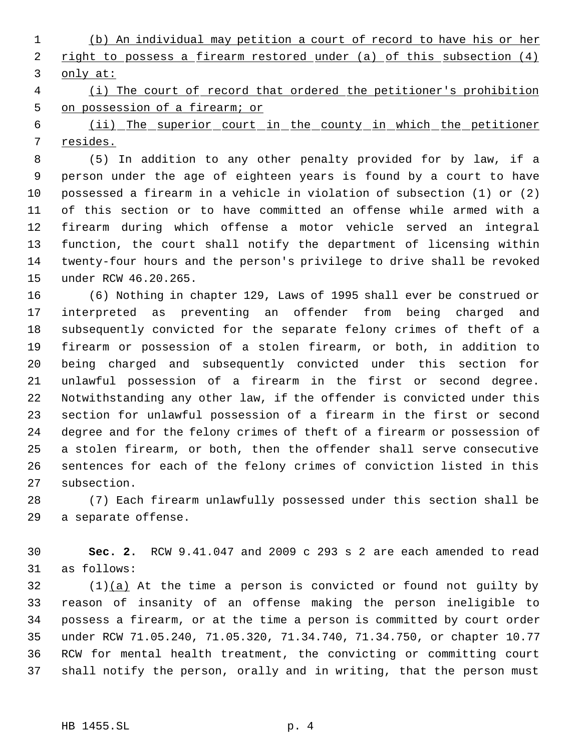(b) An individual may petition a court of record to have his or her right to possess a firearm restored under (a) of this subsection (4) only at:

(i) The court of record that ordered the petitioner's prohibition on possession of a firearm; or

(ii) The superior court in the county in which the petitioner resides.

(5) In addition to any other penalty provided for by law, if a person under the age of eighteen years is found by a court to have possessed a firearm in a vehicle in violation of subsection (1) or (2) of this section or to have committed an offense while armed with a firearm during which offense a motor vehicle served an integral function, the court shall notify the department of licensing within twenty-four hours and the person's privilege to drive shall be revoked under RCW 46.20.265.

(6) Nothing in chapter 129, Laws of 1995 shall ever be construed or interpreted as preventing an offender from being charged and subsequently convicted for the separate felony crimes of theft of a firearm or possession of a stolen firearm, or both, in addition to being charged and subsequently convicted under this section for unlawful possession of a firearm in the first or second degree. Notwithstanding any other law, if the offender is convicted under this section for unlawful possession of a firearm in the first or second degree and for the felony crimes of theft of a firearm or possession of a stolen firearm, or both, then the offender shall serve consecutive sentences for each of the felony crimes of conviction listed in this subsection.

(7) Each firearm unlawfully possessed under this section shall be a separate offense.

**Sec. 2.** RCW 9.41.047 and 2009 c 293 s 2 are each amended to read as follows:

(1)(a) At the time a person is convicted or found not guilty by reason of insanity of an offense making the person ineligible to possess a firearm, or at the time a person is committed by court order under RCW 71.05.240, 71.05.320, 71.34.740, 71.34.750, or chapter 10.77 RCW for mental health treatment, the convicting or committing court shall notify the person, orally and in writing, that the person must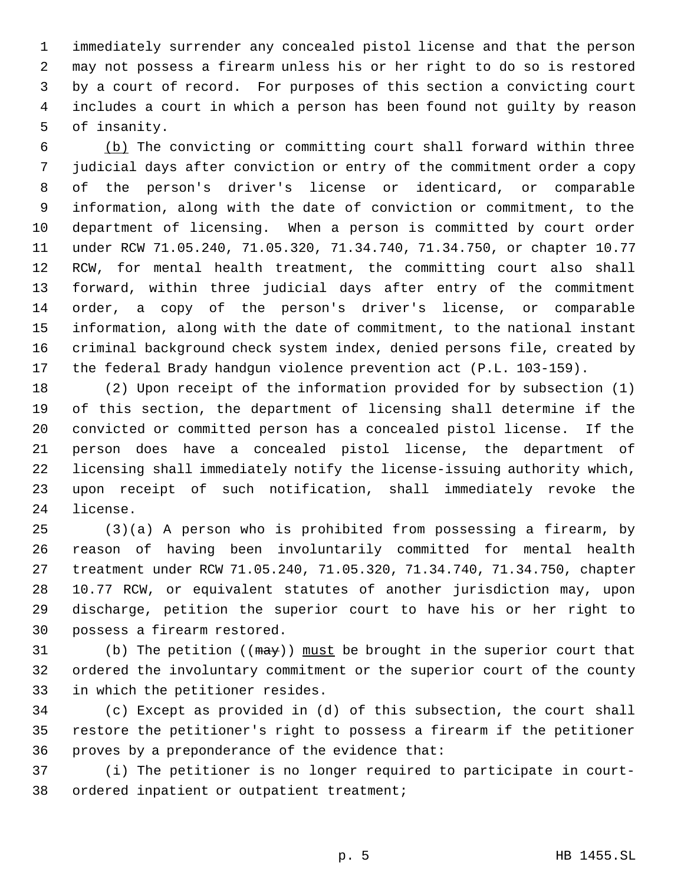immediately surrender any concealed pistol license and that the person may not possess a firearm unless his or her right to do so is restored by a court of record. For purposes of this section a convicting court includes a court in which a person has been found not guilty by reason of insanity.

(b) The convicting or committing court shall forward within three judicial days after conviction or entry of the commitment order a copy of the person's driver's license or identicard, or comparable information, along with the date of conviction or commitment, to the department of licensing. When a person is committed by court order under RCW 71.05.240, 71.05.320, 71.34.740, 71.34.750, or chapter 10.77 RCW, for mental health treatment, the committing court also shall forward, within three judicial days after entry of the commitment order, a copy of the person's driver's license, or comparable information, along with the date of commitment, to the national instant criminal background check system index, denied persons file, created by the federal Brady handgun violence prevention act (P.L. 103-159).

(2) Upon receipt of the information provided for by subsection (1) of this section, the department of licensing shall determine if the convicted or committed person has a concealed pistol license. If the person does have a concealed pistol license, the department of licensing shall immediately notify the license-issuing authority which, upon receipt of such notification, shall immediately revoke the license.

(3)(a) A person who is prohibited from possessing a firearm, by reason of having been involuntarily committed for mental health treatment under RCW 71.05.240, 71.05.320, 71.34.740, 71.34.750, chapter 10.77 RCW, or equivalent statutes of another jurisdiction may, upon discharge, petition the superior court to have his or her right to possess a firearm restored.

(b) The petition ((~~may~~)) must be brought in the superior court that ordered the involuntary commitment or the superior court of the county in which the petitioner resides.

(c) Except as provided in (d) of this subsection, the court shall restore the petitioner's right to possess a firearm if the petitioner proves by a preponderance of the evidence that:

(i) The petitioner is no longer required to participate in court-ordered inpatient or outpatient treatment;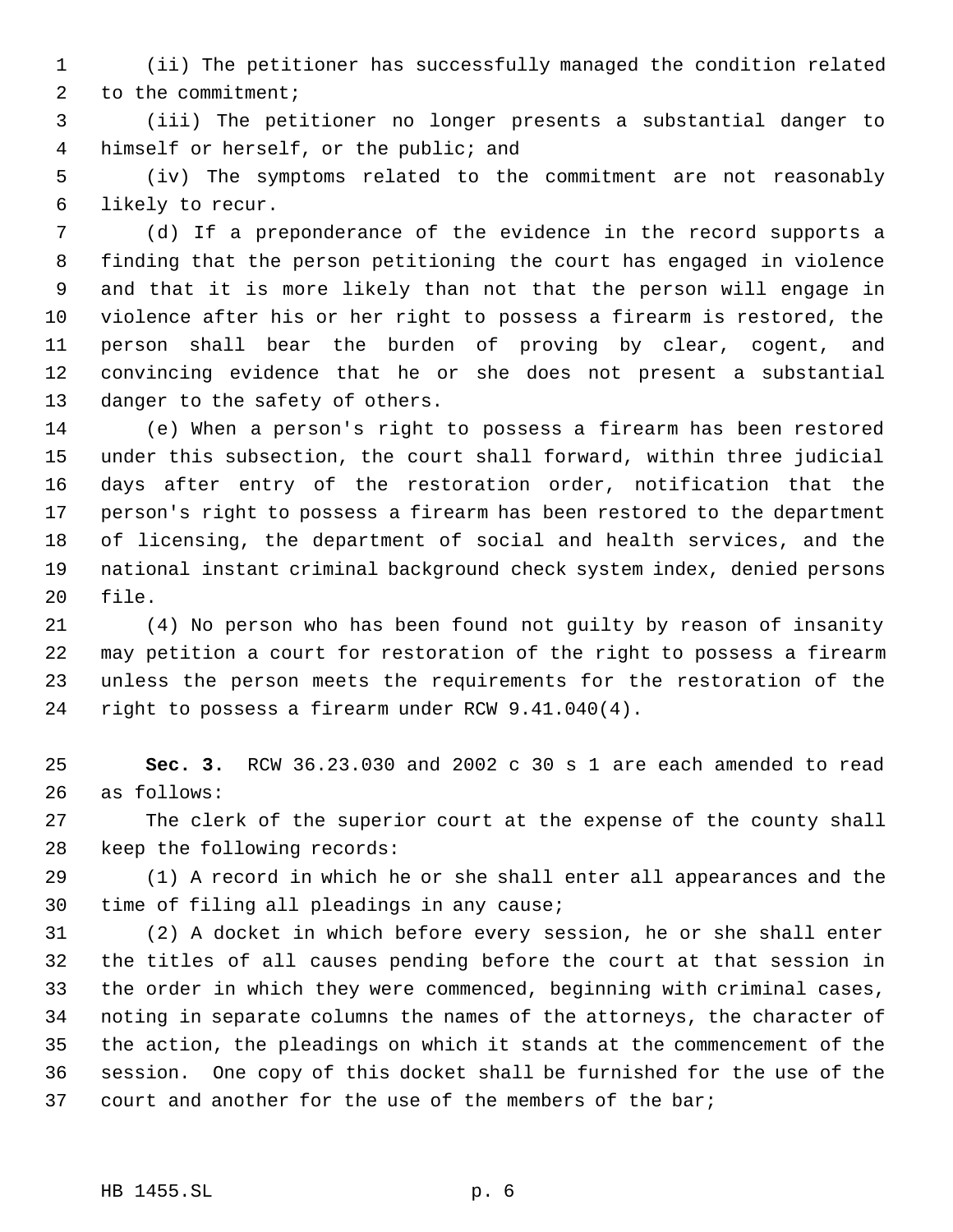(ii) The petitioner has successfully managed the condition related to the commitment;

(iii) The petitioner no longer presents a substantial danger to himself or herself, or the public; and

(iv) The symptoms related to the commitment are not reasonably likely to recur.

(d) If a preponderance of the evidence in the record supports a finding that the person petitioning the court has engaged in violence and that it is more likely than not that the person will engage in violence after his or her right to possess a firearm is restored, the person shall bear the burden of proving by clear, cogent, and convincing evidence that he or she does not present a substantial danger to the safety of others.

(e) When a person's right to possess a firearm has been restored under this subsection, the court shall forward, within three judicial days after entry of the restoration order, notification that the person's right to possess a firearm has been restored to the department of licensing, the department of social and health services, and the national instant criminal background check system index, denied persons file.

(4) No person who has been found not guilty by reason of insanity may petition a court for restoration of the right to possess a firearm unless the person meets the requirements for the restoration of the right to possess a firearm under RCW 9.41.040(4).

**Sec. 3.** RCW 36.23.030 and 2002 c 30 s 1 are each amended to read as follows:

The clerk of the superior court at the expense of the county shall keep the following records:

(1) A record in which he or she shall enter all appearances and the time of filing all pleadings in any cause;

(2) A docket in which before every session, he or she shall enter the titles of all causes pending before the court at that session in the order in which they were commenced, beginning with criminal cases, noting in separate columns the names of the attorneys, the character of the action, the pleadings on which it stands at the commencement of the session. One copy of this docket shall be furnished for the use of the court and another for the use of the members of the bar;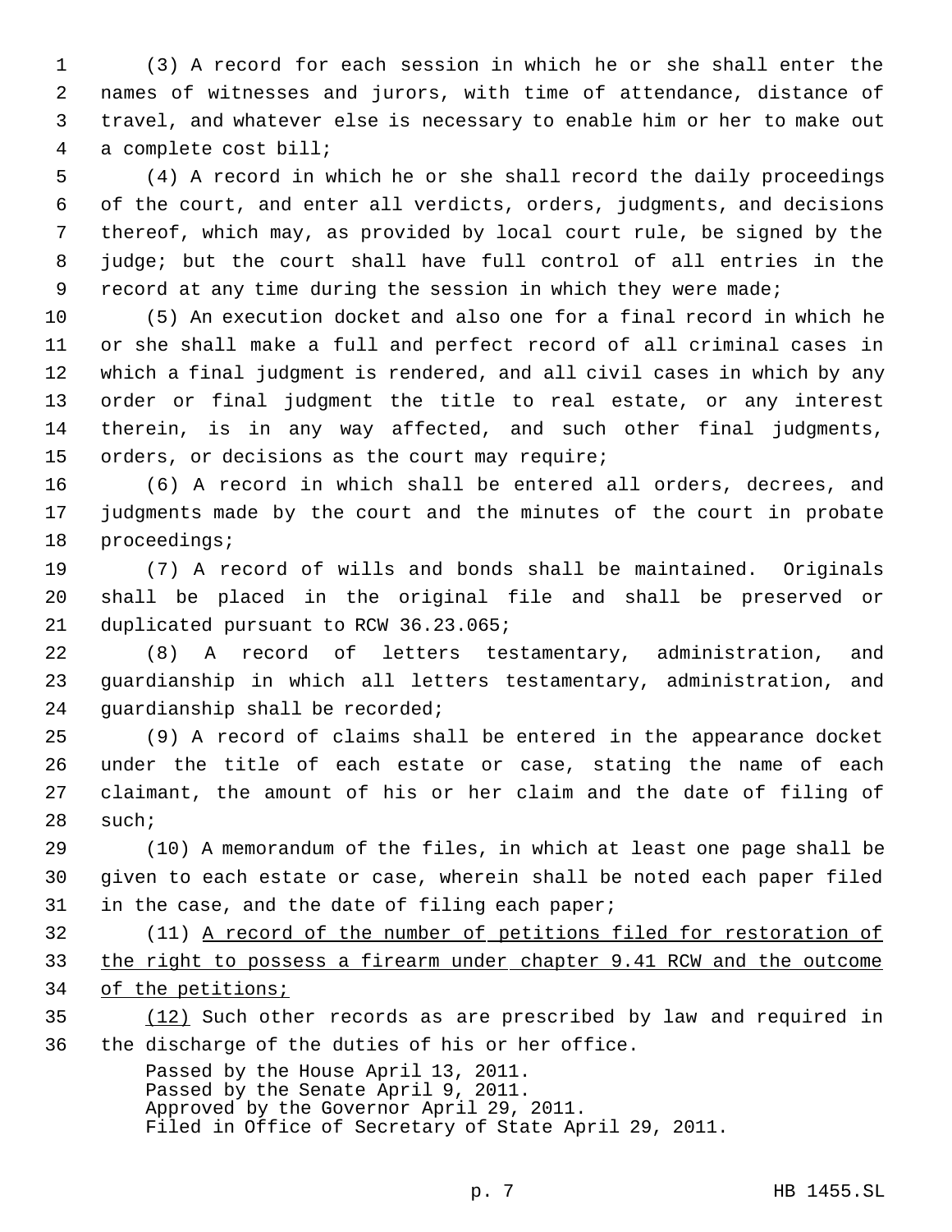(3) A record for each session in which he or she shall enter the names of witnesses and jurors, with time of attendance, distance of travel, and whatever else is necessary to enable him or her to make out a complete cost bill;

(4) A record in which he or she shall record the daily proceedings of the court, and enter all verdicts, orders, judgments, and decisions thereof, which may, as provided by local court rule, be signed by the judge; but the court shall have full control of all entries in the record at any time during the session in which they were made;

(5) An execution docket and also one for a final record in which he or she shall make a full and perfect record of all criminal cases in which a final judgment is rendered, and all civil cases in which by any order or final judgment the title to real estate, or any interest therein, is in any way affected, and such other final judgments, orders, or decisions as the court may require;

(6) A record in which shall be entered all orders, decrees, and judgments made by the court and the minutes of the court in probate proceedings;

(7) A record of wills and bonds shall be maintained. Originals shall be placed in the original file and shall be preserved or duplicated pursuant to RCW 36.23.065;

(8) A record of letters testamentary, administration, and guardianship in which all letters testamentary, administration, and guardianship shall be recorded;

(9) A record of claims shall be entered in the appearance docket under the title of each estate or case, stating the name of each claimant, the amount of his or her claim and the date of filing of such;

(10) A memorandum of the files, in which at least one page shall be given to each estate or case, wherein shall be noted each paper filed in the case, and the date of filing each paper;

(11) <u>A record of the number of petitions filed for restoration of the right to possess a firearm under chapter 9.41 RCW and the outcome of the petitions;</u>

<u>(12)</u> Such other records as are prescribed by law and required in the discharge of the duties of his or her office.

Passed by the House April 13, 2011.
Passed by the Senate April 9, 2011.
Approved by the Governor April 29, 2011.
Filed in Office of Secretary of State April 29, 2011.